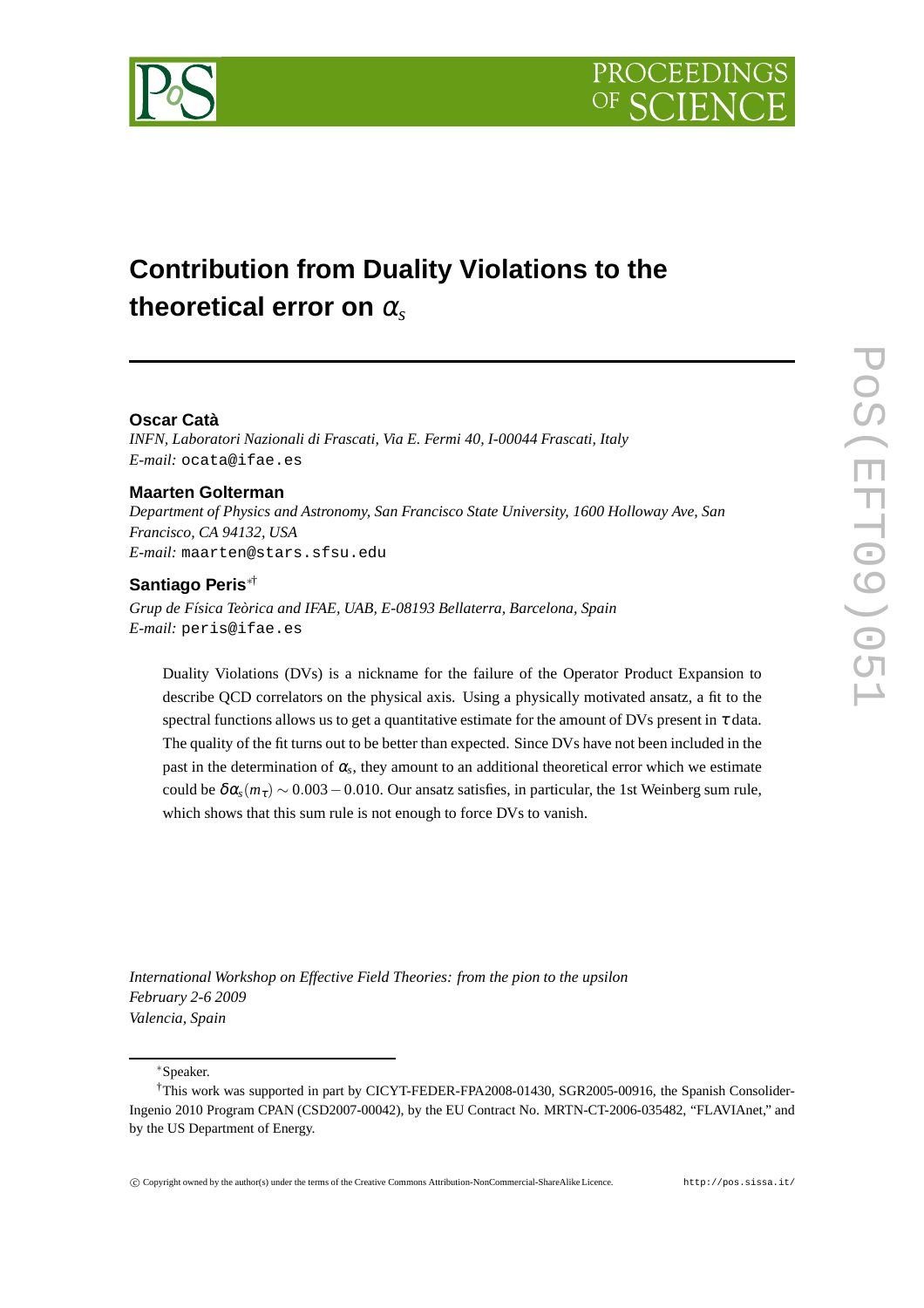# Contribution from Duality Violations to the theoretical error on $\alpha_s$

**Oscar Catà**

*INFN, Laboratori Nazionali di Frascati, Via E. Fermi 40, I-00044 Frascati, Italy*
*E-mail:* ocata@ifae.es

**Maarten Golterman**

*Department of Physics and Astronomy, San Francisco State University, 1600 Holloway Ave, San Francisco, CA 94132, USA*
*E-mail:* maarten@stars.sfsu.edu

**Santiago Peris**[*][†]

*Grup de Física Teòrica and IFAE, UAB, E-08193 Bellaterra, Barcelona, Spain*
*E-mail:* peris@ifae.es

Duality Violations (DVs) is a nickname for the failure of the Operator Product Expansion to describe QCD correlators on the physical axis. Using a physically motivated ansatz, a fit to the spectral functions allows us to get a quantitative estimate for the amount of DVs present in $\tau$ data. The quality of the fit turns out to be better than expected. Since DVs have not been included in the past in the determination of $\alpha_s$, they amount to an additional theoretical error which we estimate could be $\delta\alpha_s(m_\tau) \sim 0.003 - 0.010$. Our ansatz satisfies, in particular, the 1st Weinberg sum rule, which shows that this sum rule is not enough to force DVs to vanish.

*International Workshop on Effective Field Theories: from the pion to the upsilon*
*February 2-6 2009*
*Valencia, Spain*

[*] Speaker.

[†] This work was supported in part by CICYT-FEDER-FPA2008-01430, SGR2005-00916, the Spanish Consolider-Ingenio 2010 Program CPAN (CSD2007-00042), by the EU Contract No. MRTN-CT-2006-035482, "FLAVIAnet," and by the US Department of Energy.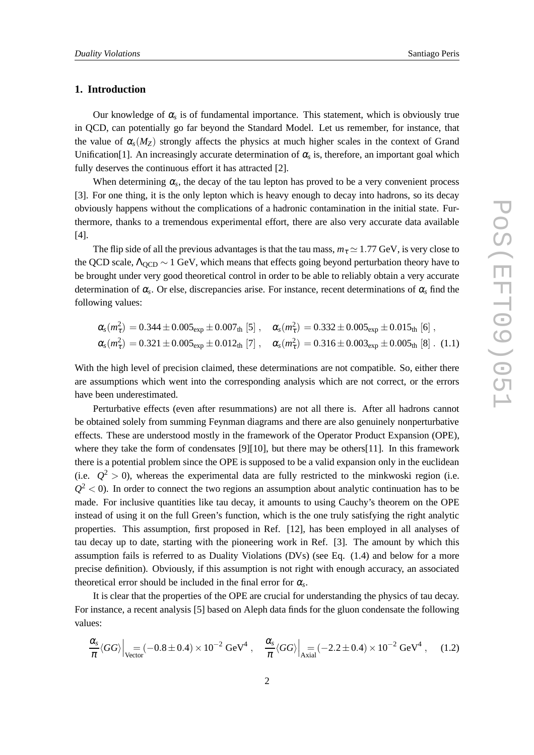## 1. Introduction

Our knowledge of $\alpha_s$ is of fundamental importance. This statement, which is obviously true in QCD, can potentially go far beyond the Standard Model. Let us remember, for instance, that the value of $\alpha_s(M_Z)$ strongly affects the physics at much higher scales in the context of Grand Unification[1]. An increasingly accurate determination of $\alpha_s$ is, therefore, an important goal which fully deserves the continuous effort it has attracted [2].

When determining $\alpha_s$, the decay of the tau lepton has proved to be a very convenient process [3]. For one thing, it is the only lepton which is heavy enough to decay into hadrons, so its decay obviously happens without the complications of a hadronic contamination in the initial state. Furthermore, thanks to a tremendous experimental effort, there are also very accurate data available [4].

The flip side of all the previous advantages is that the tau mass, $m_\tau \simeq 1.77$ GeV, is very close to the QCD scale, $\Lambda_{\rm QCD} \sim 1$ GeV, which means that effects going beyond perturbation theory have to be brought under very good theoretical control in order to be able to reliably obtain a very accurate determination of $\alpha_s$. Or else, discrepancies arise. For instance, recent determinations of $\alpha_s$ find the following values:

$$
\begin{aligned}
&\alpha_s(m_\tau^2) = 0.344 \pm 0.005_{\rm exp} \pm 0.007_{\rm th}\ [5]\ , \quad \alpha_s(m_\tau^2) = 0.332 \pm 0.005_{\rm exp} \pm 0.015_{\rm th}\ [6]\ , \\
&\alpha_s(m_\tau^2) = 0.321 \pm 0.005_{\rm exp} \pm 0.012_{\rm th}\ [7]\ , \quad \alpha_s(m_\tau^2) = 0.316 \pm 0.003_{\rm exp} \pm 0.005_{\rm th}\ [8]\ . \quad (1.1)
\end{aligned}
$$

With the high level of precision claimed, these determinations are not compatible. So, either there are assumptions which went into the corresponding analysis which are not correct, or the errors have been underestimated.

Perturbative effects (even after resummations) are not all there is. After all hadrons cannot be obtained solely from summing Feynman diagrams and there are also genuinely nonperturbative effects. These are understood mostly in the framework of the Operator Product Expansion (OPE), where they take the form of condensates [9][10], but there may be others[11]. In this framework there is a potential problem since the OPE is supposed to be a valid expansion only in the euclidean (i.e. $Q^2 > 0$), whereas the experimental data are fully restricted to the minkwoski region (i.e. $Q^2 < 0$). In order to connect the two regions an assumption about analytic continuation has to be made. For inclusive quantities like tau decay, it amounts to using Cauchy's theorem on the OPE instead of using it on the full Green's function, which is the one truly satisfying the right analytic properties. This assumption, first proposed in Ref. [12], has been employed in all analyses of tau decay up to date, starting with the pioneering work in Ref. [3]. The amount by which this assumption fails is referred to as Duality Violations (DVs) (see Eq. (1.4) and below for a more precise definition). Obviously, if this assumption is not right with enough accuracy, an associated theoretical error should be included in the final error for $\alpha_s$.

It is clear that the properties of the OPE are crucial for understanding the physics of tau decay. For instance, a recent analysis [5] based on Aleph data finds for the gluon condensate the following values:

$$
\frac{\alpha_s}{\pi}\langle GG\rangle\Big|_{\rm Vector} = (-0.8 \pm 0.4) \times 10^{-2}\ {\rm GeV}^4\ , \quad \frac{\alpha_s}{\pi}\langle GG\rangle\Big|_{\rm Axial} = (-2.2 \pm 0.4) \times 10^{-2}\ {\rm GeV}^4\ , \qquad (1.2)
$$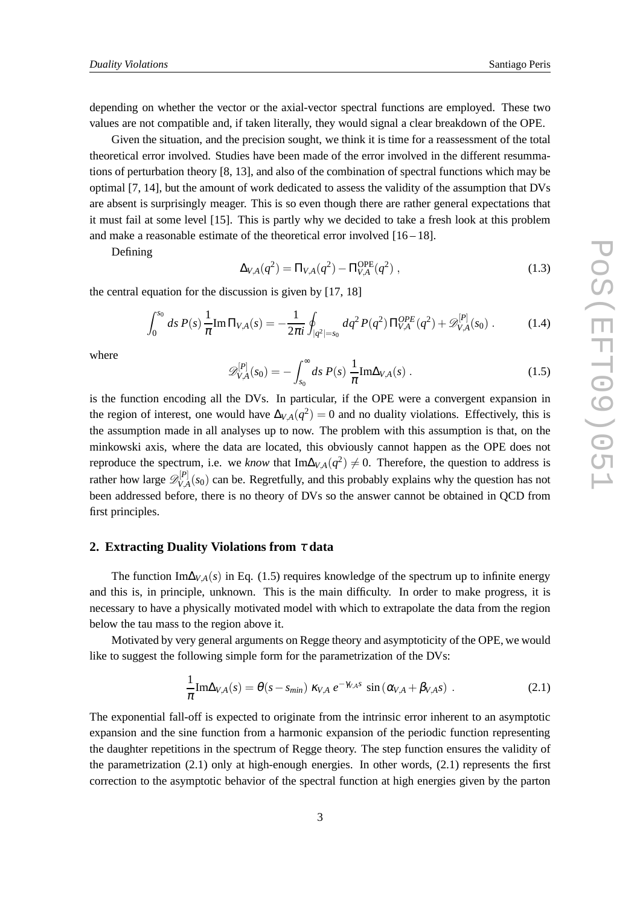depending on whether the vector or the axial-vector spectral functions are employed. These two values are not compatible and, if taken literally, they would signal a clear breakdown of the OPE.

Given the situation, and the precision sought, we think it is time for a reassessment of the total theoretical error involved. Studies have been made of the error involved in the different resummations of perturbation theory [8, 13], and also of the combination of spectral functions which may be optimal [7, 14], but the amount of work dedicated to assess the validity of the assumption that DVs are absent is surprisingly meager. This is so even though there are rather general expectations that it must fail at some level [15]. This is partly why we decided to take a fresh look at this problem and make a reasonable estimate of the theoretical error involved [16 – 18].

Defining

$$\Delta_{V,A}(q^2) = \Pi_{V,A}(q^2) - \Pi^{\rm OPE}_{V,A}(q^2)\ , \tag{1.3}$$

the central equation for the discussion is given by [17, 18]

$$\int_0^{s_0} ds\, P(s)\, \frac{1}{\pi} {\rm Im}\, \Pi_{V,A}(s) = -\frac{1}{2\pi i}\oint_{|q^2|=s_0} dq^2\, P(q^2)\, \Pi^{OPE}_{V,A}(q^2) + \mathscr{D}^{[P]}_{V,A}(s_0)\ . \tag{1.4}$$

where

$$\mathscr{D}^{[P]}_{V,A}(s_0) = -\int_{s_0}^{\infty} ds\, P(s)\, \frac{1}{\pi} {\rm Im}\Delta_{V,A}(s)\ . \tag{1.5}$$

is the function encoding all the DVs. In particular, if the OPE were a convergent expansion in the region of interest, one would have $\Delta_{V,A}(q^2) = 0$ and no duality violations. Effectively, this is the assumption made in all analyses up to now. The problem with this assumption is that, on the minkowski axis, where the data are located, this obviously cannot happen as the OPE does not reproduce the spectrum, i.e. we *know* that ${\rm Im}\Delta_{V,A}(q^2) \neq 0$. Therefore, the question to address is rather how large $\mathscr{D}^{[P]}_{V,A}(s_0)$ can be. Regretfully, and this probably explains why the question has not been addressed before, there is no theory of DVs so the answer cannot be obtained in QCD from first principles.

## 2. Extracting Duality Violations from $\tau$ data

The function ${\rm Im}\Delta_{V,A}(s)$ in Eq. (1.5) requires knowledge of the spectrum up to infinite energy and this is, in principle, unknown. This is the main difficulty. In order to make progress, it is necessary to have a physically motivated model with which to extrapolate the data from the region below the tau mass to the region above it.

Motivated by very general arguments on Regge theory and asymptoticity of the OPE, we would like to suggest the following simple form for the parametrization of the DVs:

$$\frac{1}{\pi}{\rm Im}\Delta_{V,A}(s) = \theta(s - s_{min})\, \kappa_{V,A}\, e^{-\gamma_{V,A} s}\, \sin\left(\alpha_{V,A} + \beta_{V,A} s\right)\ . \tag{2.1}$$

The exponential fall-off is expected to originate from the intrinsic error inherent to an asymptotic expansion and the sine function from a harmonic expansion of the periodic function representing the daughter repetitions in the spectrum of Regge theory. The step function ensures the validity of the parametrization (2.1) only at high-enough energies. In other words, (2.1) represents the first correction to the asymptotic behavior of the spectral function at high energies given by the parton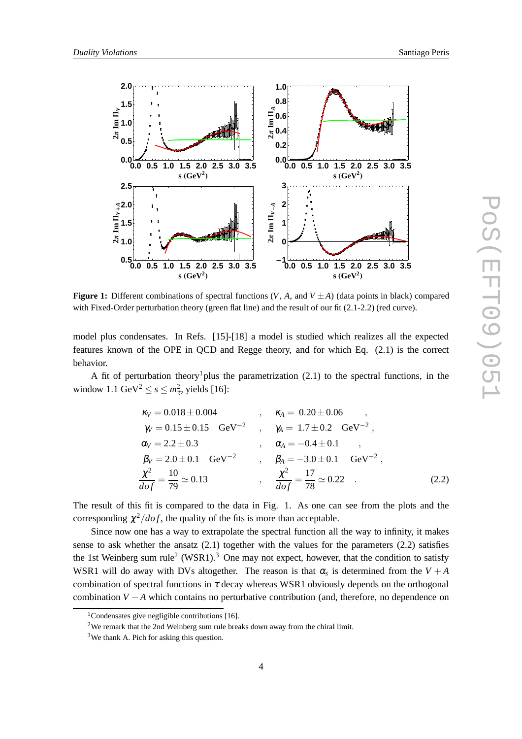**Figure 1:** Different combinations of spectral functions ($V$, $A$, and $V \pm A$) (data points in black) compared with Fixed-Order perturbation theory (green flat line) and the result of our fit (2.1-2.2) (red curve).

model plus condensates. In Refs. [15]-[18] a model is studied which realizes all the expected features known of the OPE in QCD and Regge theory, and for which Eq. (2.1) is the correct behavior.

A fit of perturbation theory[1] plus the parametrization (2.1) to the spectral functions, in the window $1.1 \text{ GeV}^2 \leq s \leq m_\tau^2$, yields [16]:

$$
\begin{aligned}
&\kappa_V = 0.018 \pm 0.004 \quad &,\quad &\kappa_A = 0.20 \pm 0.06 \quad ,\\
&\gamma_V = 0.15 \pm 0.15 \quad \text{GeV}^{-2} \quad &,\quad &\gamma_A = 1.7 \pm 0.2 \quad \text{GeV}^{-2} \, ,\\
&\alpha_V = 2.2 \pm 0.3 \quad &,\quad &\alpha_A = -0.4 \pm 0.1 \quad ,\\
&\beta_V = 2.0 \pm 0.1 \quad \text{GeV}^{-2} \quad &,\quad &\beta_A = -3.0 \pm 0.1 \quad \text{GeV}^{-2} \, ,\\
&\frac{\chi^2}{dof} = \frac{10}{79} \simeq 0.13 \quad &,\quad &\frac{\chi^2}{dof} = \frac{17}{78} \simeq 0.22 \quad .
\end{aligned}
\tag{2.2}
$$

The result of this fit is compared to the data in Fig. 1. As one can see from the plots and the corresponding $\chi^2/dof$, the quality of the fits is more than acceptable.

Since now one has a way to extrapolate the spectral function all the way to infinity, it makes sense to ask whether the ansatz (2.1) together with the values for the parameters (2.2) satisfies the 1st Weinberg sum rule[2] (WSR1).[3] One may not expect, however, that the condition to satisfy WSR1 will do away with DVs altogether. The reason is that $\alpha_s$ is determined from the $V + A$ combination of spectral functions in $\tau$ decay whereas WSR1 obviously depends on the orthogonal combination $V - A$ which contains no perturbative contribution (and, therefore, no dependence on

[1] Condensates give negligible contributions [16].

[2] We remark that the 2nd Weinberg sum rule breaks down away from the chiral limit.

[3] We thank A. Pich for asking this question.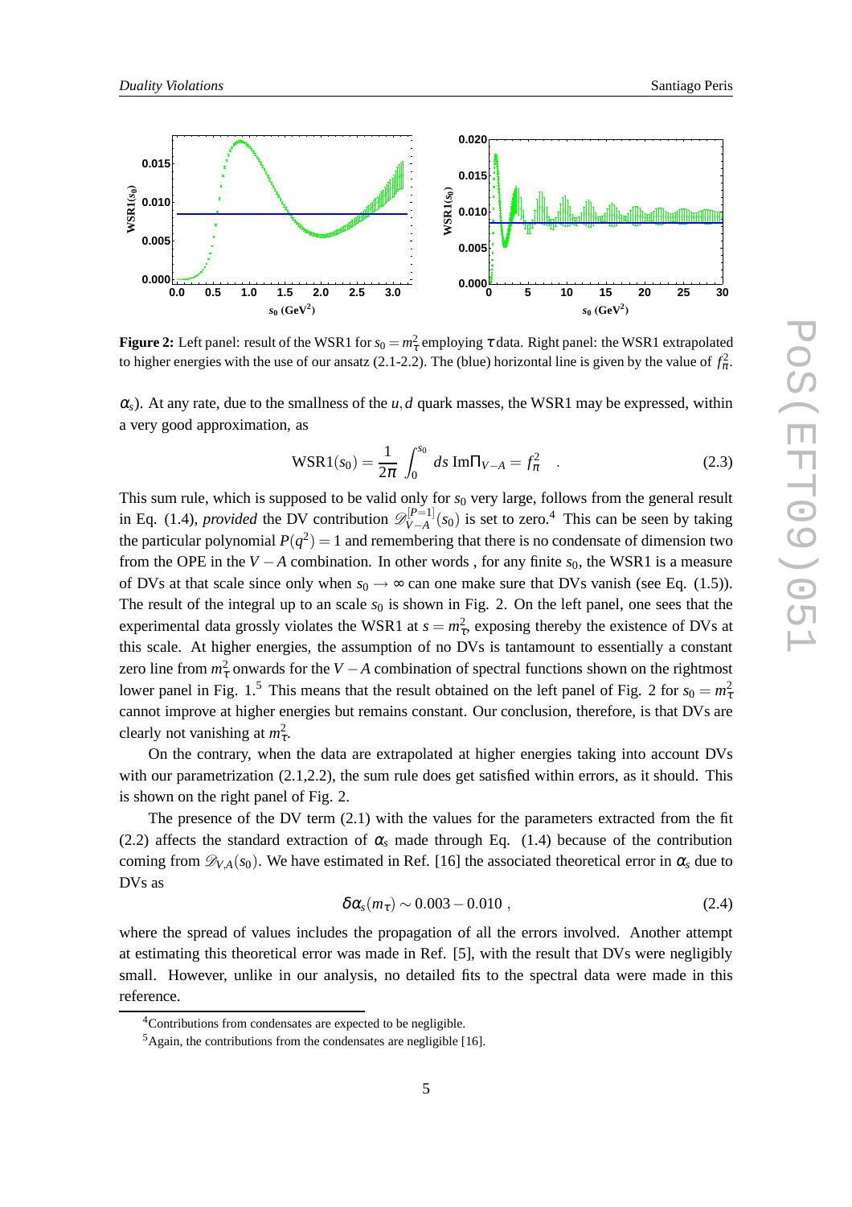**Figure 2:** Left panel: result of the WSR1 for $s_0 = m_\tau^2$ employing $\tau$ data. Right panel: the WSR1 extrapolated to higher energies with the use of our ansatz (2.1-2.2). The (blue) horizontal line is given by the value of $f_\pi^2$.

$\alpha_s$). At any rate, due to the smallness of the $u,d$ quark masses, the WSR1 may be expressed, within a very good approximation, as

$$\mathrm{WSR1}(s_0) = \frac{1}{2\pi} \int_0^{s_0} ds \, \mathrm{Im}\Pi_{V-A} = f_\pi^2 \quad . \tag{2.3}$$

This sum rule, which is supposed to be valid only for $s_0$ very large, follows from the general result in Eq. (1.4), *provided* the DV contribution $\mathscr{D}_{V-A}^{[P=1]}(s_0)$ is set to zero.[4] This can be seen by taking the particular polynomial $P(q^2) = 1$ and remembering that there is no condensate of dimension two from the OPE in the $V-A$ combination. In other words , for any finite $s_0$, the WSR1 is a measure of DVs at that scale since only when $s_0 \to \infty$ can one make sure that DVs vanish (see Eq. (1.5)). The result of the integral up to an scale $s_0$ is shown in Fig. 2. On the left panel, one sees that the experimental data grossly violates the WSR1 at $s = m_\tau^2$, exposing thereby the existence of DVs at this scale. At higher energies, the assumption of no DVs is tantamount to essentially a constant zero line from $m_\tau^2$ onwards for the $V-A$ combination of spectral functions shown on the rightmost lower panel in Fig. 1.[5] This means that the result obtained on the left panel of Fig. 2 for $s_0 = m_\tau^2$ cannot improve at higher energies but remains constant. Our conclusion, therefore, is that DVs are clearly not vanishing at $m_\tau^2$.

On the contrary, when the data are extrapolated at higher energies taking into account DVs with our parametrization (2.1,2.2), the sum rule does get satisfied within errors, as it should. This is shown on the right panel of Fig. 2.

The presence of the DV term (2.1) with the values for the parameters extracted from the fit (2.2) affects the standard extraction of $\alpha_s$ made through Eq. (1.4) because of the contribution coming from $\mathscr{D}_{V,A}(s_0)$. We have estimated in Ref. [16] the associated theoretical error in $\alpha_s$ due to DVs as

$$\delta\alpha_s(m_\tau) \sim 0.003 - 0.010 \ , \tag{2.4}$$

where the spread of values includes the propagation of all the errors involved. Another attempt at estimating this theoretical error was made in Ref. [5], with the result that DVs were negligibly small. However, unlike in our analysis, no detailed fits to the spectral data were made in this reference.

[4] Contributions from condensates are expected to be negligible.

[5] Again, the contributions from the condensates are negligible [16].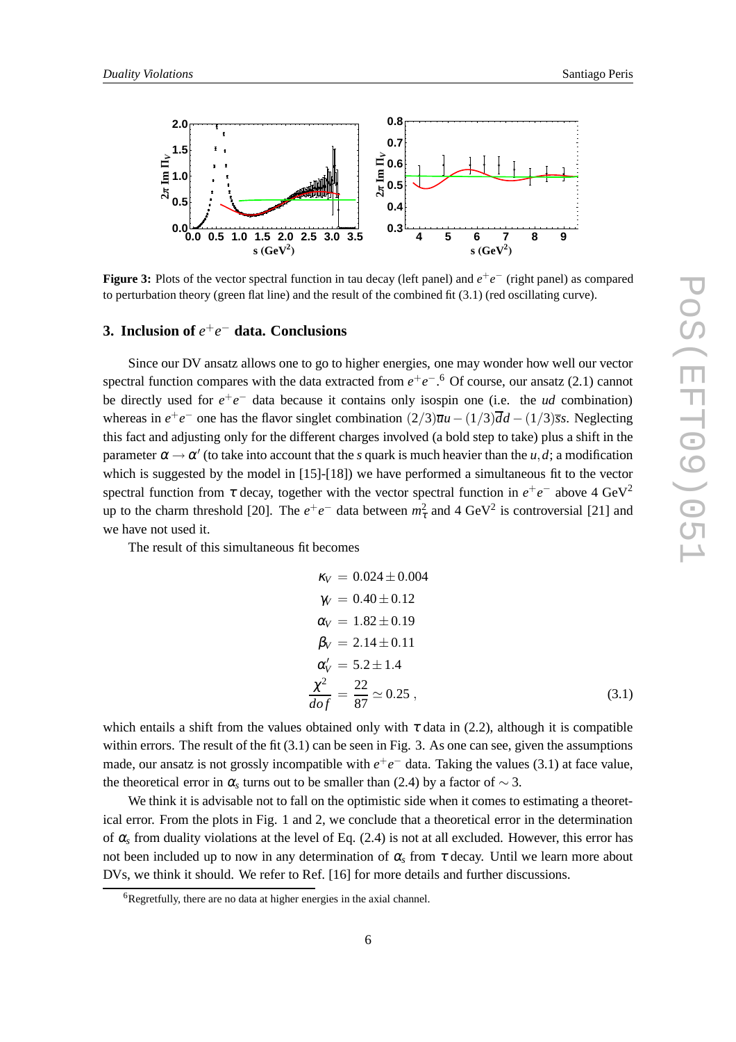**Figure 3:** Plots of the vector spectral function in tau decay (left panel) and $e^+e^-$ (right panel) as compared to perturbation theory (green flat line) and the result of the combined fit (3.1) (red oscillating curve).

## 3. Inclusion of $e^+e^-$ data. Conclusions

Since our DV ansatz allows one to go to higher energies, one may wonder how well our vector spectral function compares with the data extracted from $e^+e^-$.[6] Of course, our ansatz (2.1) cannot be directly used for $e^+e^-$ data because it contains only isospin one (i.e. the *ud* combination) whereas in $e^+e^-$ one has the flavor singlet combination $(2/3)\overline{u}u - (1/3)\overline{d}d - (1/3)\overline{s}s$. Neglecting this fact and adjusting only for the different charges involved (a bold step to take) plus a shift in the parameter $\alpha \to \alpha'$ (to take into account that the $s$ quark is much heavier than the $u, d$; a modification which is suggested by the model in [15]-[18]) we have performed a simultaneous fit to the vector spectral function from $\tau$ decay, together with the vector spectral function in $e^+e^-$ above 4 GeV$^2$ up to the charm threshold [20]. The $e^+e^-$ data between $m_\tau^2$ and 4 GeV$^2$ is controversial [21] and we have not used it.

The result of this simultaneous fit becomes

$$
\begin{aligned}
\kappa_V &= 0.024 \pm 0.004 \\
\gamma_V &= 0.40 \pm 0.12 \\
\alpha_V &= 1.82 \pm 0.19 \\
\beta_V &= 2.14 \pm 0.11 \\
\alpha'_V &= 5.2 \pm 1.4 \\
\frac{\chi^2}{dof} &= \frac{22}{87} \simeq 0.25 \,,
\end{aligned}
\tag{3.1}
$$

which entails a shift from the values obtained only with $\tau$ data in (2.2), although it is compatible within errors. The result of the fit (3.1) can be seen in Fig. 3. As one can see, given the assumptions made, our ansatz is not grossly incompatible with $e^+e^-$ data. Taking the values (3.1) at face value, the theoretical error in $\alpha_s$ turns out to be smaller than (2.4) by a factor of $\sim 3$.

We think it is advisable not to fall on the optimistic side when it comes to estimating a theoretical error. From the plots in Fig. 1 and 2, we conclude that a theoretical error in the determination of $\alpha_s$ from duality violations at the level of Eq. (2.4) is not at all excluded. However, this error has not been included up to now in any determination of $\alpha_s$ from $\tau$ decay. Until we learn more about DVs, we think it should. We refer to Ref. [16] for more details and further discussions.

---

[6] Regretfully, there are no data at higher energies in the axial channel.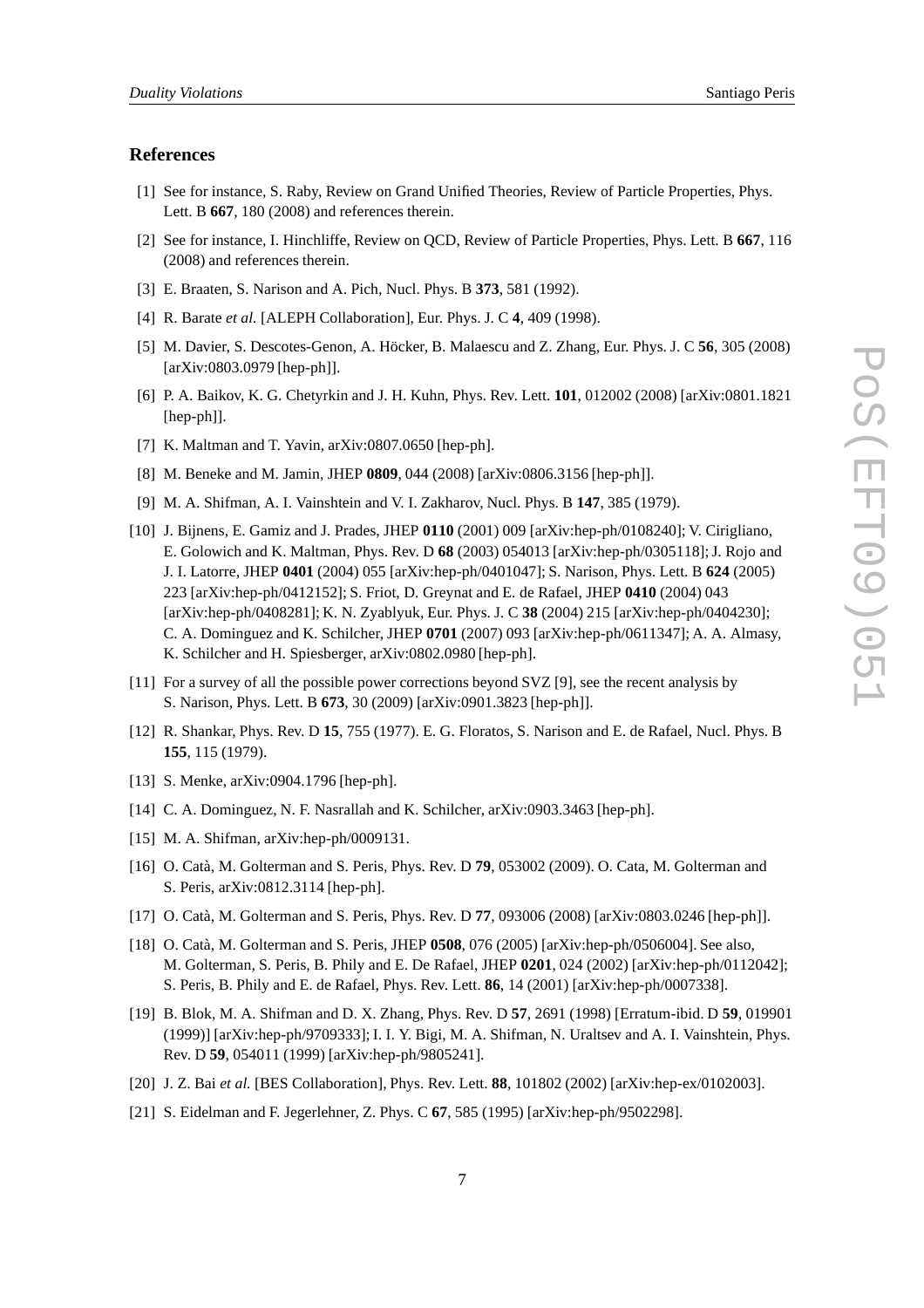## References

[1] See for instance, S. Raby, Review on Grand Unified Theories, Review of Particle Properties, Phys. Lett. B **667**, 180 (2008) and references therein.

[2] See for instance, I. Hinchliffe, Review on QCD, Review of Particle Properties, Phys. Lett. B **667**, 116 (2008) and references therein.

[3] E. Braaten, S. Narison and A. Pich, Nucl. Phys. B **373**, 581 (1992).

[4] R. Barate *et al.* [ALEPH Collaboration], Eur. Phys. J. C **4**, 409 (1998).

[5] M. Davier, S. Descotes-Genon, A. Höcker, B. Malaescu and Z. Zhang, Eur. Phys. J. C **56**, 305 (2008) [arXiv:0803.0979 [hep-ph]].

[6] P. A. Baikov, K. G. Chetyrkin and J. H. Kuhn, Phys. Rev. Lett. **101**, 012002 (2008) [arXiv:0801.1821 [hep-ph]].

[7] K. Maltman and T. Yavin, arXiv:0807.0650 [hep-ph].

[8] M. Beneke and M. Jamin, JHEP **0809**, 044 (2008) [arXiv:0806.3156 [hep-ph]].

[9] M. A. Shifman, A. I. Vainshtein and V. I. Zakharov, Nucl. Phys. B **147**, 385 (1979).

[10] J. Bijnens, E. Gamiz and J. Prades, JHEP **0110** (2001) 009 [arXiv:hep-ph/0108240]; V. Cirigliano, E. Golowich and K. Maltman, Phys. Rev. D **68** (2003) 054013 [arXiv:hep-ph/0305118]; J. Rojo and J. I. Latorre, JHEP **0401** (2004) 055 [arXiv:hep-ph/0401047]; S. Narison, Phys. Lett. B **624** (2005) 223 [arXiv:hep-ph/0412152]; S. Friot, D. Greynat and E. de Rafael, JHEP **0410** (2004) 043 [arXiv:hep-ph/0408281]; K. N. Zyablyuk, Eur. Phys. J. C **38** (2004) 215 [arXiv:hep-ph/0404230]; C. A. Dominguez and K. Schilcher, JHEP **0701** (2007) 093 [arXiv:hep-ph/0611347]; A. A. Almasy, K. Schilcher and H. Spiesberger, arXiv:0802.0980 [hep-ph].

[11] For a survey of all the possible power corrections beyond SVZ [9], see the recent analysis by S. Narison, Phys. Lett. B **673**, 30 (2009) [arXiv:0901.3823 [hep-ph]].

[12] R. Shankar, Phys. Rev. D **15**, 755 (1977). E. G. Floratos, S. Narison and E. de Rafael, Nucl. Phys. B **155**, 115 (1979).

[13] S. Menke, arXiv:0904.1796 [hep-ph].

[14] C. A. Dominguez, N. F. Nasrallah and K. Schilcher, arXiv:0903.3463 [hep-ph].

[15] M. A. Shifman, arXiv:hep-ph/0009131.

[16] O. Catà, M. Golterman and S. Peris, Phys. Rev. D **79**, 053002 (2009). O. Cata, M. Golterman and S. Peris, arXiv:0812.3114 [hep-ph].

[17] O. Catà, M. Golterman and S. Peris, Phys. Rev. D **77**, 093006 (2008) [arXiv:0803.0246 [hep-ph]].

[18] O. Catà, M. Golterman and S. Peris, JHEP **0508**, 076 (2005) [arXiv:hep-ph/0506004]. See also, M. Golterman, S. Peris, B. Phily and E. De Rafael, JHEP **0201**, 024 (2002) [arXiv:hep-ph/0112042]; S. Peris, B. Phily and E. de Rafael, Phys. Rev. Lett. **86**, 14 (2001) [arXiv:hep-ph/0007338].

[19] B. Blok, M. A. Shifman and D. X. Zhang, Phys. Rev. D **57**, 2691 (1998) [Erratum-ibid. D **59**, 019901 (1999)] [arXiv:hep-ph/9709333]; I. I. Y. Bigi, M. A. Shifman, N. Uraltsev and A. I. Vainshtein, Phys. Rev. D **59**, 054011 (1999) [arXiv:hep-ph/9805241].

[20] J. Z. Bai *et al.* [BES Collaboration], Phys. Rev. Lett. **88**, 101802 (2002) [arXiv:hep-ex/0102003].

[21] S. Eidelman and F. Jegerlehner, Z. Phys. C **67**, 585 (1995) [arXiv:hep-ph/9502298].